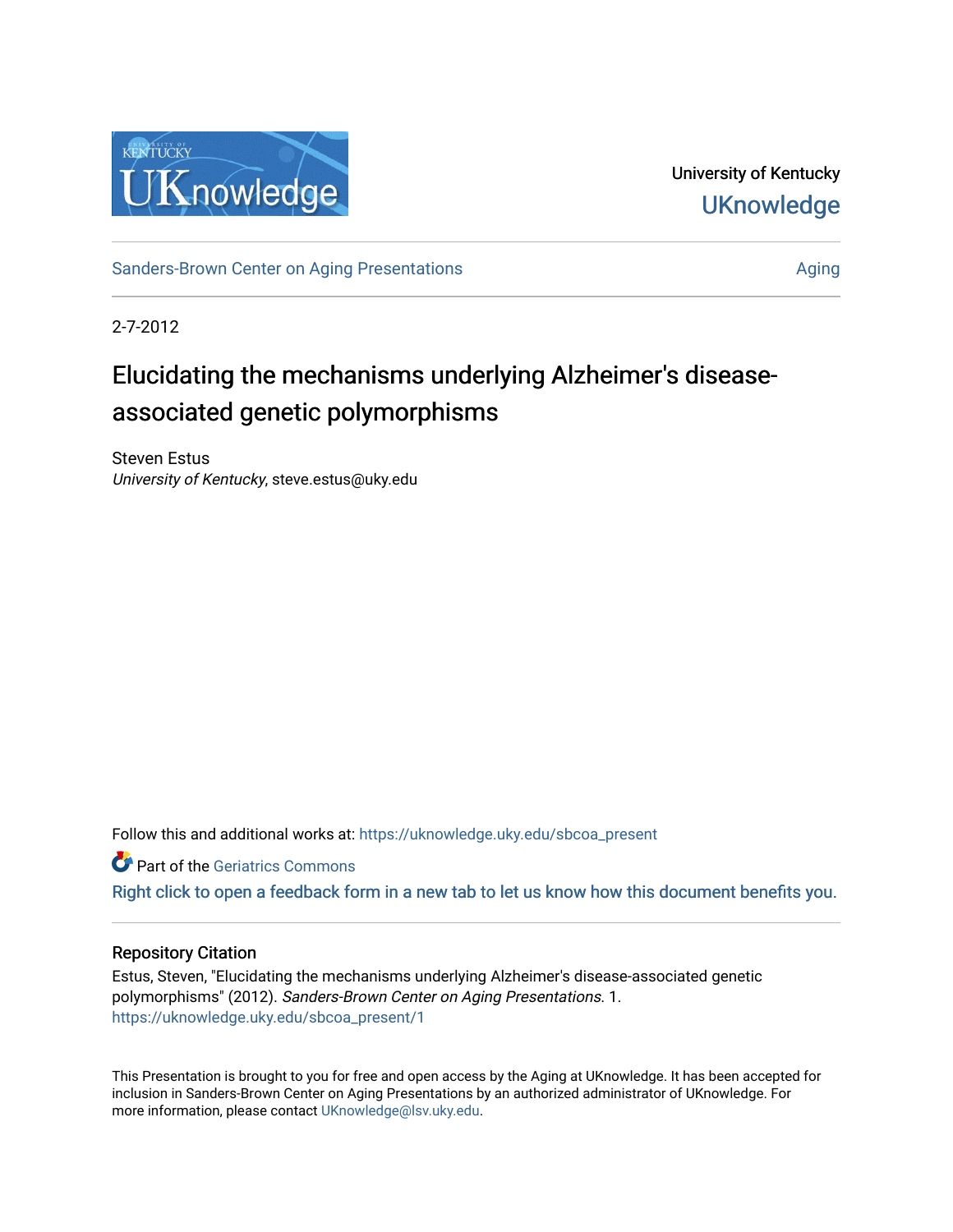University of Kentucky

UKnowledge

Sanders-Brown Center on Aging Presentations

Aging

2-7-2012

# Elucidating the mechanisms underlying Alzheimer's disease-associated genetic polymorphisms

Steven Estus

*University of Kentucky*, steve.estus@uky.edu

Follow this and additional works at: https://uknowledge.uky.edu/sbcoa_present

Part of the Geriatrics Commons

Right click to open a feedback form in a new tab to let us know how this document benefits you.

## Repository Citation

Estus, Steven, "Elucidating the mechanisms underlying Alzheimer's disease-associated genetic polymorphisms" (2012). *Sanders-Brown Center on Aging Presentations*. 1.
https://uknowledge.uky.edu/sbcoa_present/1

This Presentation is brought to you for free and open access by the Aging at UKnowledge. It has been accepted for inclusion in Sanders-Brown Center on Aging Presentations by an authorized administrator of UKnowledge. For more information, please contact UKnowledge@lsv.uky.edu.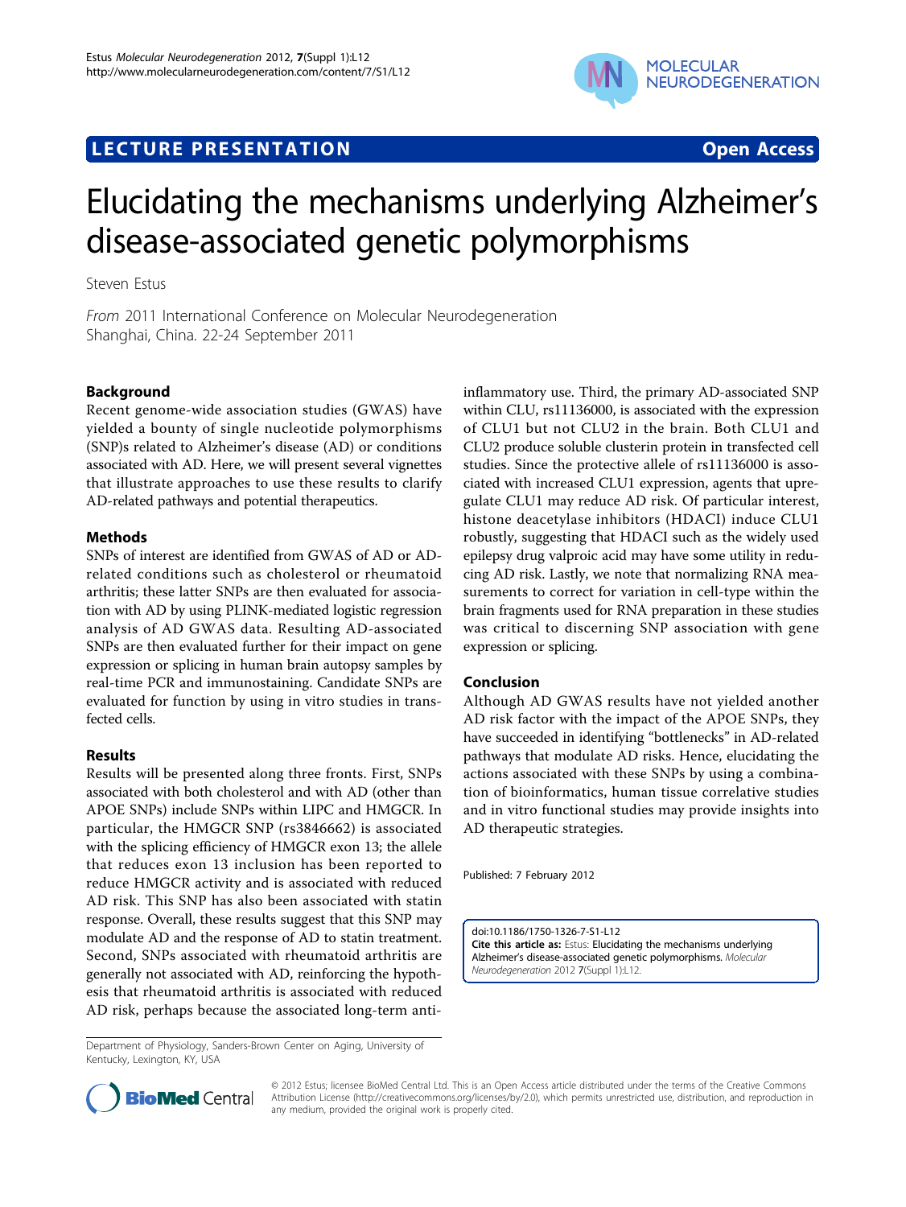LECTURE PRESENTATION

Open Access

# Elucidating the mechanisms underlying Alzheimer's disease-associated genetic polymorphisms

Steven Estus

*From* 2011 International Conference on Molecular Neurodegeneration
Shanghai, China. 22-24 September 2011

## Background

Recent genome-wide association studies (GWAS) have yielded a bounty of single nucleotide polymorphisms (SNP)s related to Alzheimer's disease (AD) or conditions associated with AD. Here, we will present several vignettes that illustrate approaches to use these results to clarify AD-related pathways and potential therapeutics.

## Methods

SNPs of interest are identified from GWAS of AD or AD-related conditions such as cholesterol or rheumatoid arthritis; these latter SNPs are then evaluated for association with AD by using PLINK-mediated logistic regression analysis of AD GWAS data. Resulting AD-associated SNPs are then evaluated further for their impact on gene expression or splicing in human brain autopsy samples by real-time PCR and immunostaining. Candidate SNPs are evaluated for function by using in vitro studies in transfected cells.

## Results

Results will be presented along three fronts. First, SNPs associated with both cholesterol and with AD (other than APOE SNPs) include SNPs within LIPC and HMGCR. In particular, the HMGCR SNP (rs3846662) is associated with the splicing efficiency of HMGCR exon 13; the allele that reduces exon 13 inclusion has been reported to reduce HMGCR activity and is associated with reduced AD risk. This SNP has also been associated with statin response. Overall, these results suggest that this SNP may modulate AD and the response of AD to statin treatment. Second, SNPs associated with rheumatoid arthritis are generally not associated with AD, reinforcing the hypothesis that rheumatoid arthritis is associated with reduced AD risk, perhaps because the associated long-term anti-inflammatory use. Third, the primary AD-associated SNP within CLU, rs11136000, is associated with the expression of CLU1 but not CLU2 in the brain. Both CLU1 and CLU2 produce soluble clusterin protein in transfected cell studies. Since the protective allele of rs11136000 is associated with increased CLU1 expression, agents that upregulate CLU1 may reduce AD risk. Of particular interest, histone deacetylase inhibitors (HDACI) induce CLU1 robustly, suggesting that HDACI such as the widely used epilepsy drug valproic acid may have some utility in reducing AD risk. Lastly, we note that normalizing RNA measurements to correct for variation in cell-type within the brain fragments used for RNA preparation in these studies was critical to discerning SNP association with gene expression or splicing.

## Conclusion

Although AD GWAS results have not yielded another AD risk factor with the impact of the APOE SNPs, they have succeeded in identifying "bottlenecks" in AD-related pathways that modulate AD risks. Hence, elucidating the actions associated with these SNPs by using a combination of bioinformatics, human tissue correlative studies and in vitro functional studies may provide insights into AD therapeutic strategies.

Published: 7 February 2012

doi:10.1186/1750-1326-7-S1-L12
**Cite this article as:** Estus: Elucidating the mechanisms underlying Alzheimer's disease-associated genetic polymorphisms. *Molecular Neurodegeneration* 2012 **7**(Suppl 1):L12.

Department of Physiology, Sanders-Brown Center on Aging, University of Kentucky, Lexington, KY, USA

© 2012 Estus; licensee BioMed Central Ltd. This is an Open Access article distributed under the terms of the Creative Commons Attribution License (http://creativecommons.org/licenses/by/2.0), which permits unrestricted use, distribution, and reproduction in any medium, provided the original work is properly cited.